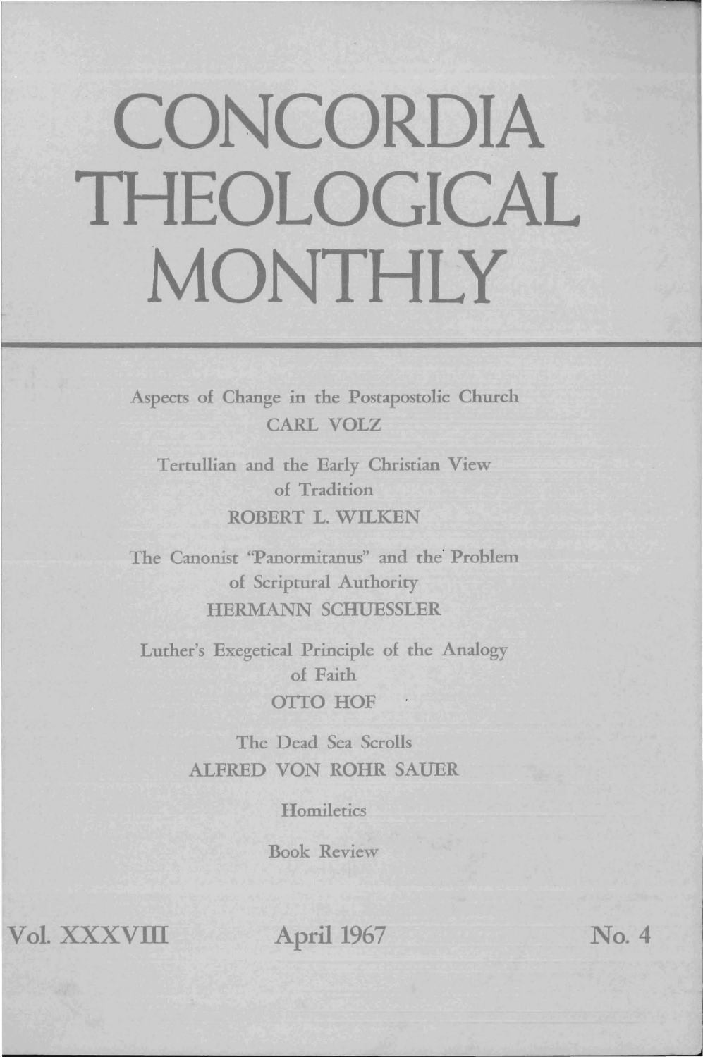# CONCORDIA THEOLOGICAL MONTHLY

Aspects of Change in the Postapostolic Church
CARL VOLZ

Tertullian and the Early Christian View of Tradition
ROBERT L. WILKEN

The Canonist "Panormitanus" and the Problem of Scriptural Authority
HERMANN SCHUESSLER

Luther's Exegetical Principle of the Analogy of Faith
OTTO HOF

The Dead Sea Scrolls
ALFRED VON ROHR SAUER

Homiletics

Book Review

Vol. XXXVIII | April 1967 | No. 4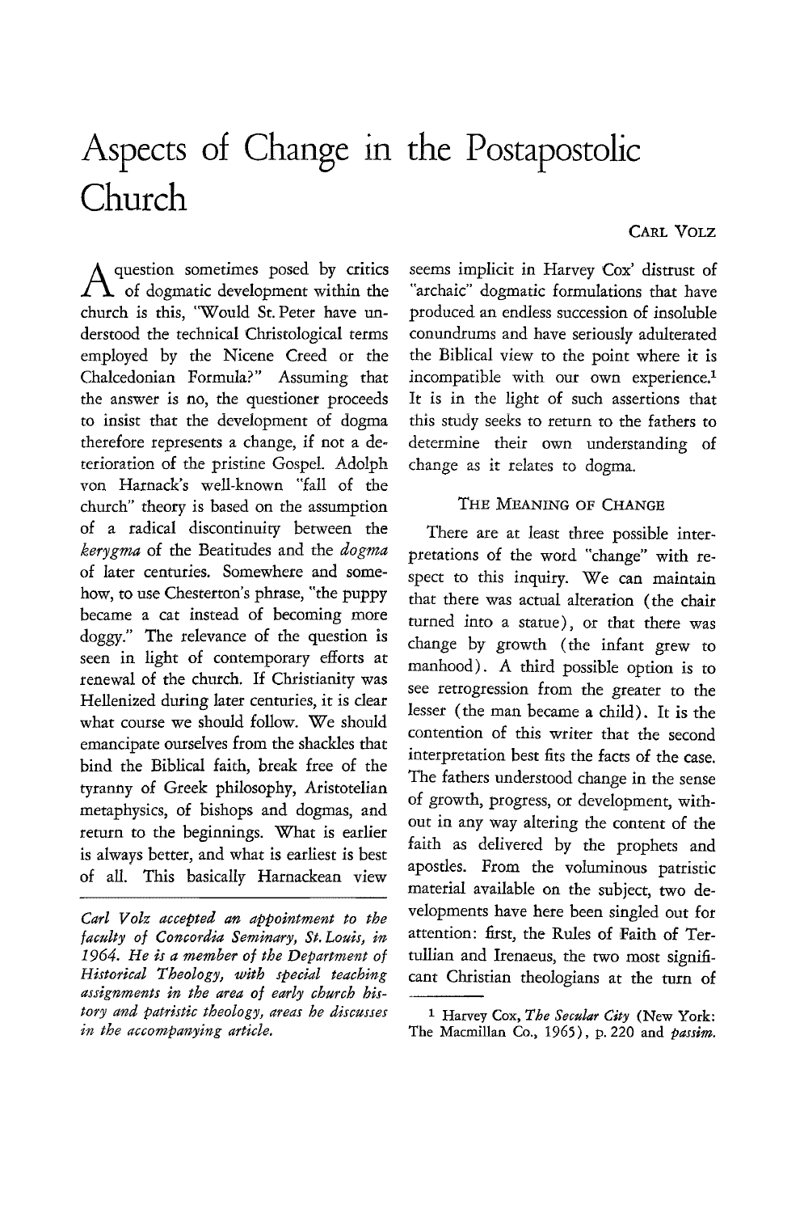# Aspects of Change in the Postapostolic Church

CARL VOLZ

A question sometimes posed by critics of dogmatic development within the church is this, "Would St. Peter have understood the technical Christological terms employed by the Nicene Creed or the Chalcedonian Formula?" Assuming that the answer is no, the questioner proceeds to insist that the development of dogma therefore represents a change, if not a deterioration of the pristine Gospel. Adolph von Harnack's well-known "fall of the church" theory is based on the assumption of a radical discontinuity between the *kerygma* of the Beatitudes and the *dogma* of later centuries. Somewhere and somehow, to use Chesterton's phrase, "the puppy became a cat instead of becoming more doggy." The relevance of the question is seen in light of contemporary efforts at renewal of the church. If Christianity was Hellenized during later centuries, it is clear what course we should follow. We should emancipate ourselves from the shackles that bind the Biblical faith, break free of the tyranny of Greek philosophy, Aristotelian metaphysics, of bishops and dogmas, and return to the beginnings. What is earlier is always better, and what is earliest is best of all. This basically Harnackean view seems implicit in Harvey Cox' distrust of "archaic" dogmatic formulations that have produced an endless succession of insoluble conundrums and have seriously adulterated the Biblical view to the point where it is incompatible with our own experience.[1] It is in the light of such assertions that this study seeks to return to the fathers to determine their own understanding of change as it relates to dogma.

*Carl Volz accepted an appointment to the faculty of Concordia Seminary, St. Louis, in 1964. He is a member of the Department of Historical Theology, with special teaching assignments in the area of early church history and patristic theology, areas he discusses in the accompanying article.*

## THE MEANING OF CHANGE

There are at least three possible interpretations of the word "change" with respect to this inquiry. We can maintain that there was actual alteration (the chair turned into a statue), or that there was change by growth (the infant grew to manhood). A third possible option is to see retrogression from the greater to the lesser (the man became a child). It is the contention of this writer that the second interpretation best fits the facts of the case. The fathers understood change in the sense of growth, progress, or development, without in any way altering the content of the faith as delivered by the prophets and apostles. From the voluminous patristic material available on the subject, two developments have here been singled out for attention: first, the Rules of Faith of Tertullian and Irenaeus, the two most significant Christian theologians at the turn of

[1] Harvey Cox, *The Secular City* (New York: The Macmillan Co., 1965), p. 220 and *passim*.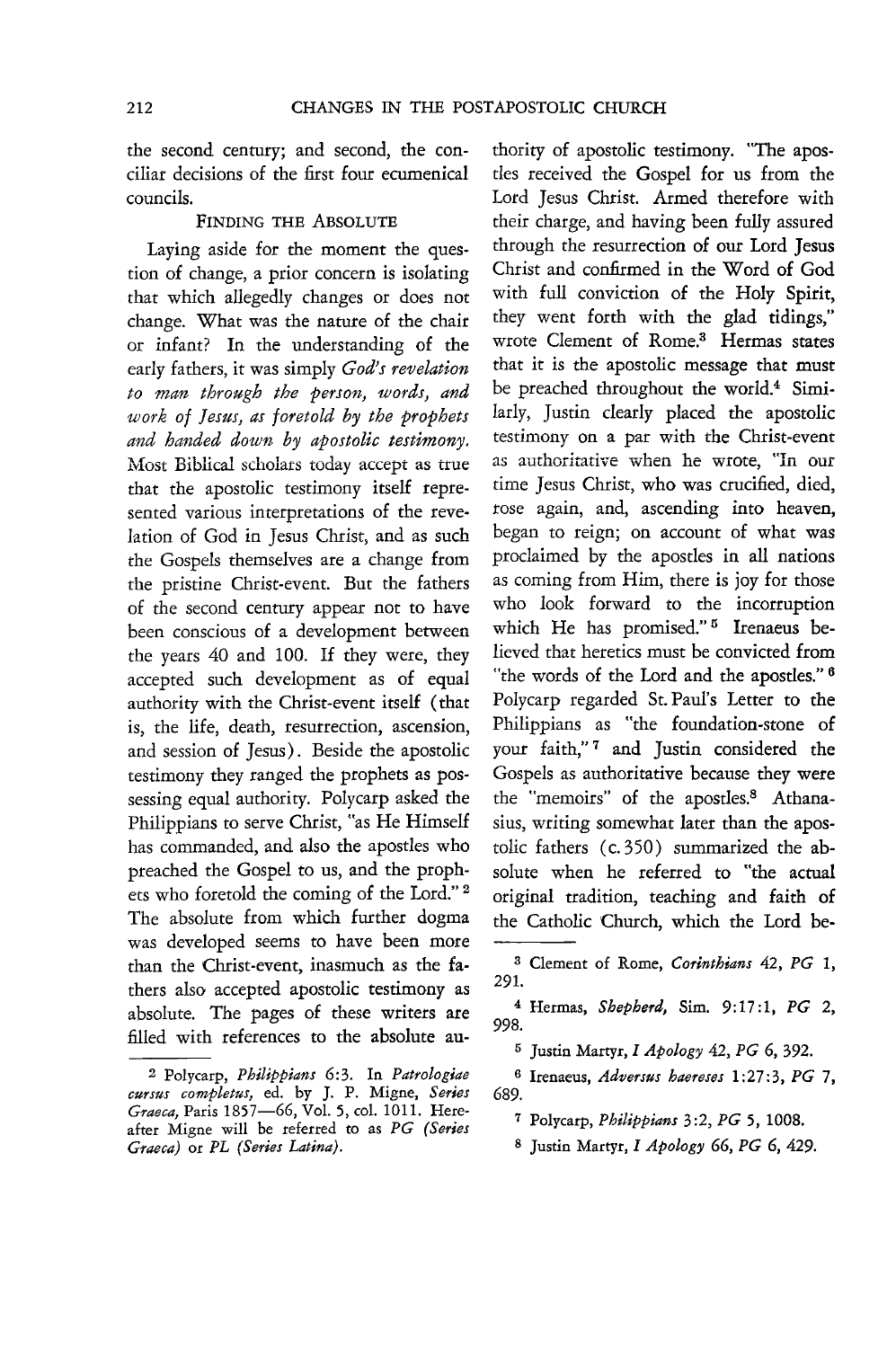the second century; and second, the conciliar decisions of the first four ecumenical councils.

### FINDING THE ABSOLUTE

Laying aside for the moment the question of change, a prior concern is isolating that which allegedly changes or does not change. What was the nature of the chair or infant? In the understanding of the early fathers, it was simply *God's revelation to man through the person, words, and work of Jesus, as foretold by the prophets and handed down by apostolic testimony.* Most Biblical scholars today accept as true that the apostolic testimony itself represented various interpretations of the revelation of God in Jesus Christ, and as such the Gospels themselves are a change from the pristine Christ-event. But the fathers of the second century appear not to have been conscious of a development between the years 40 and 100. If they were, they accepted such development as of equal authority with the Christ-event itself (that is, the life, death, resurrection, ascension, and session of Jesus). Beside the apostolic testimony they ranged the prophets as possessing equal authority. Polycarp asked the Philippians to serve Christ, "as He Himself has commanded, and also the apostles who preached the Gospel to us, and the prophets who foretold the coming of the Lord."[2] The absolute from which further dogma was developed seems to have been more than the Christ-event, inasmuch as the fathers also accepted apostolic testimony as absolute. The pages of these writers are filled with references to the absolute authority of apostolic testimony. "The apostles received the Gospel for us from the Lord Jesus Christ. Armed therefore with their charge, and having been fully assured through the resurrection of our Lord Jesus Christ and confirmed in the Word of God with full conviction of the Holy Spirit, they went forth with the glad tidings," wrote Clement of Rome.[3] Hermas states that it is the apostolic message that must be preached throughout the world.[4] Similarly, Justin clearly placed the apostolic testimony on a par with the Christ-event as authoritative when he wrote, "In our time Jesus Christ, who was crucified, died, rose again, and, ascending into heaven, began to reign; on account of what was proclaimed by the apostles in all nations as coming from Him, there is joy for those who look forward to the incorruption which He has promised."[5] Irenaeus believed that heretics must be convicted from "the words of the Lord and the apostles."[6] Polycarp regarded St. Paul's Letter to the Philippians as "the foundation-stone of your faith,"[7] and Justin considered the Gospels as authoritative because they were the "memoirs" of the apostles.[8] Athanasius, writing somewhat later than the apostolic fathers (c. 350) summarized the absolute when he referred to "the actual original tradition, teaching and faith of the Catholic Church, which the Lord be-

---

[2] Polycarp, *Philippians* 6:3. In *Patrologiae cursus completus*, ed. by J. P. Migne, *Series Graeca*, Paris 1857—66, Vol. 5, col. 1011. Hereafter Migne will be referred to as *PG (Series Graeca)* or *PL (Series Latina)*.

[3] Clement of Rome, *Corinthians* 42, *PG* 1, 291.

[4] Hermas, *Shepherd*, Sim. 9:17:1, *PG* 2, 998.

[5] Justin Martyr, *I Apology* 42, *PG* 6, 392.

[6] Irenaeus, *Adversus haereses* 1:27:3, *PG* 7, 689.

[7] Polycarp, *Philippians* 3:2, *PG* 5, 1008.

[8] Justin Martyr, *I Apology* 66, *PG* 6, 429.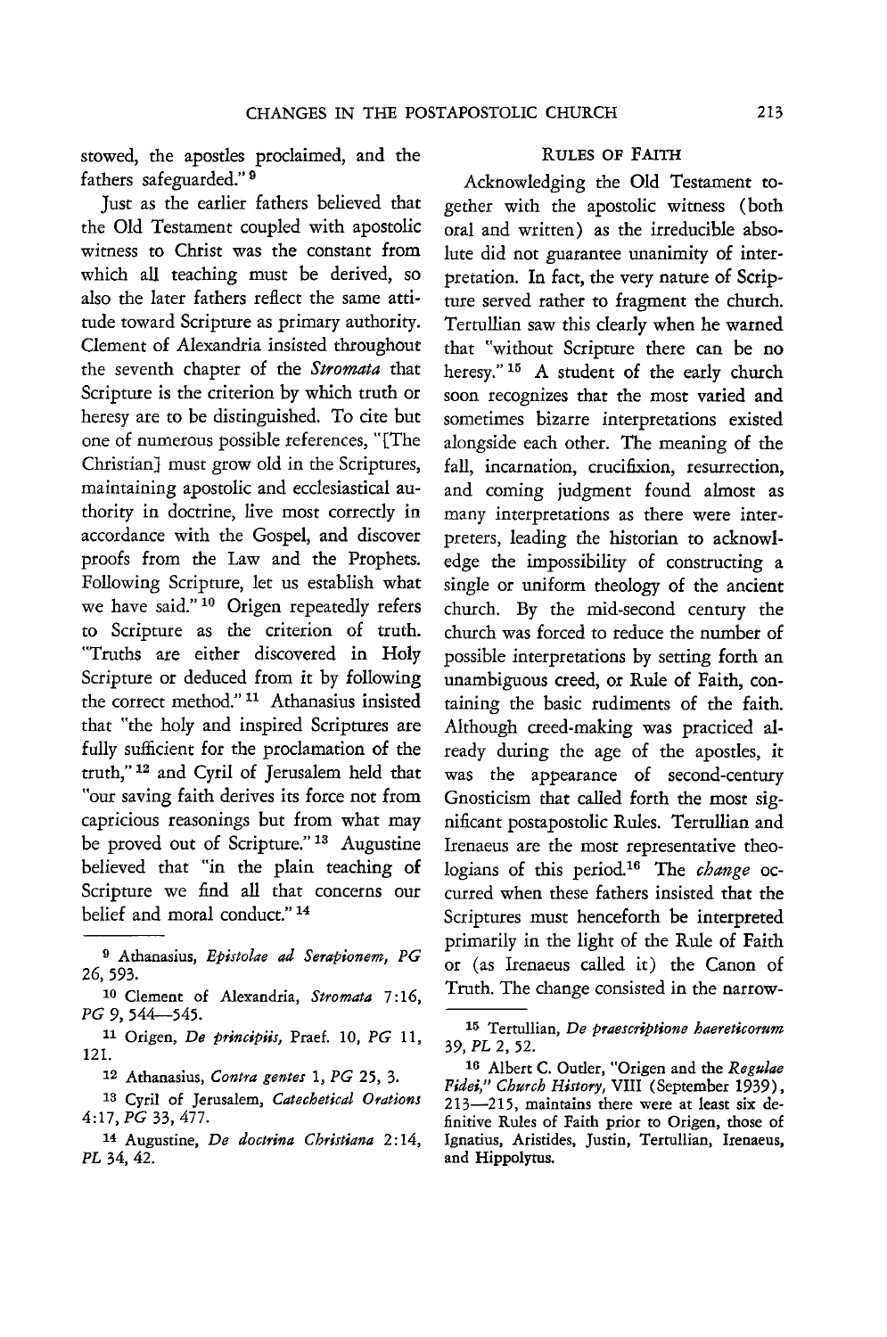stowed, the apostles proclaimed, and the fathers safeguarded."[9]

Just as the earlier fathers believed that the Old Testament coupled with apostolic witness to Christ was the constant from which all teaching must be derived, so also the later fathers reflect the same attitude toward Scripture as primary authority. Clement of Alexandria insisted throughout the seventh chapter of the *Stromata* that Scripture is the criterion by which truth or heresy are to be distinguished. To cite but one of numerous possible references, "[The Christian] must grow old in the Scriptures, maintaining apostolic and ecclesiastical authority in doctrine, live most correctly in accordance with the Gospel, and discover proofs from the Law and the Prophets. Following Scripture, let us establish what we have said."[10] Origen repeatedly refers to Scripture as the criterion of truth. "Truths are either discovered in Holy Scripture or deduced from it by following the correct method."[11] Athanasius insisted that "the holy and inspired Scriptures are fully sufficient for the proclamation of the truth,"[12] and Cyril of Jerusalem held that "our saving faith derives its force not from capricious reasonings but from what may be proved out of Scripture."[13] Augustine believed that "in the plain teaching of Scripture we find all that concerns our belief and moral conduct."[14]

## RULES OF FAITH

Acknowledging the Old Testament together with the apostolic witness (both oral and written) as the irreducible absolute did not guarantee unanimity of interpretation. In fact, the very nature of Scripture served rather to fragment the church. Tertullian saw this clearly when he warned that "without Scripture there can be no heresy."[15] A student of the early church soon recognizes that the most varied and sometimes bizarre interpretations existed alongside each other. The meaning of the fall, incarnation, crucifixion, resurrection, and coming judgment found almost as many interpretations as there were interpreters, leading the historian to acknowledge the impossibility of constructing a single or uniform theology of the ancient church. By the mid-second century the church was forced to reduce the number of possible interpretations by setting forth an unambiguous creed, or Rule of Faith, containing the basic rudiments of the faith. Although creed-making was practiced already during the age of the apostles, it was the appearance of second-century Gnosticism that called forth the most significant postapostolic Rules. Tertullian and Irenaeus are the most representative theologians of this period.[16] The *change* occurred when these fathers insisted that the Scriptures must henceforth be interpreted primarily in the light of the Rule of Faith or (as Irenaeus called it) the Canon of Truth. The change consisted in the narrow-

---

[9] Athanasius, *Epistolae ad Serapionem*, *PG* 26, 593.

[10] Clement of Alexandria, *Stromata* 7:16, *PG* 9, 544—545.

[11] Origen, *De principiis*, Praef. 10, *PG* 11, 121.

[12] Athanasius, *Contra gentes* 1, *PG* 25, 3.

[13] Cyril of Jerusalem, *Catechetical Orations* 4:17, *PG* 33, 477.

[14] Augustine, *De doctrina Christiana* 2:14, *PL* 34, 42.

[15] Tertullian, *De praescriptione haereticorum* 39, *PL* 2, 52.

[16] Albert C. Outler, "Origen and the *Regulae Fidei*," *Church History*, VIII (September 1939), 213—215, maintains there were at least six definitive Rules of Faith prior to Origen, those of Ignatius, Aristides, Justin, Tertullian, Irenaeus, and Hippolytus.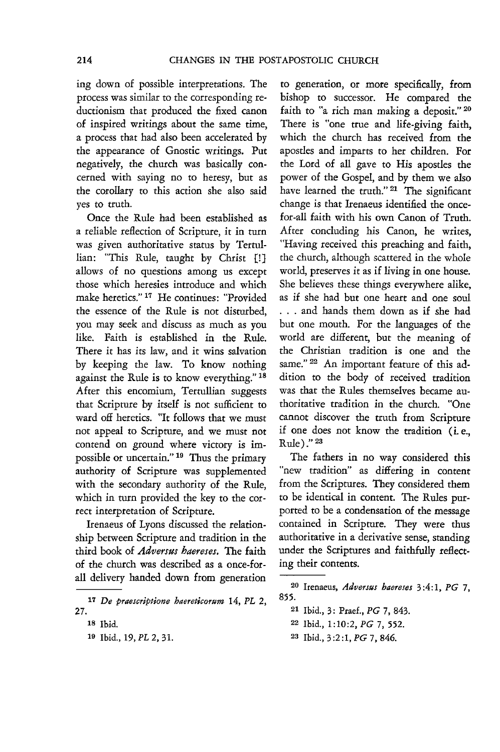ing down of possible interpretations. The process was similar to the corresponding reductionism that produced the fixed canon of inspired writings about the same time, a process that had also been accelerated by the appearance of Gnostic writings. Put negatively, the church was basically concerned with saying no to heresy, but as the corollary to this action she also said yes to truth.

Once the Rule had been established as a reliable reflection of Scripture, it in turn was given authoritative status by Tertullian: "This Rule, taught by Christ [!] allows of no questions among us except those which heresies introduce and which make heretics."[17] He continues: "Provided the essence of the Rule is not disturbed, you may seek and discuss as much as you like. Faith is established in the Rule. There it has its law, and it wins salvation by keeping the law. To know nothing against the Rule is to know everything."[18] After this encomium, Tertullian suggests that Scripture by itself is not sufficient to ward off heretics. "It follows that we must not appeal to Scripture, and we must not contend on ground where victory is impossible or uncertain."[19] Thus the primary authority of Scripture was supplemented with the secondary authority of the Rule, which in turn provided the key to the correct interpretation of Scripture.

Irenaeus of Lyons discussed the relationship between Scripture and tradition in the third book of *Adversus haereses*. The faith of the church was described as a once-for-all delivery handed down from generation to generation, or more specifically, from bishop to successor. He compared the faith to "a rich man making a deposit."[20] There is "one true and life-giving faith, which the church has received from the apostles and imparts to her children. For the Lord of all gave to His apostles the power of the Gospel, and by them we also have learned the truth."[21] The significant change is that Irenaeus identified the once-for-all faith with his own Canon of Truth. After concluding his Canon, he writes, "Having received this preaching and faith, the church, although scattered in the whole world, preserves it as if living in one house. She believes these things everywhere alike, as if she had but one heart and one soul . . . and hands them down as if she had but one mouth. For the languages of the world are different, but the meaning of the Christian tradition is one and the same."[22] An important feature of this addition to the body of received tradition was that the Rules themselves became authoritative tradition in the church. "One cannot discover the truth from Scripture if one does not know the tradition (i. e., Rule)."[23]

The fathers in no way considered this "new tradition" as differing in content from the Scriptures. They considered them to be identical in content. The Rules purported to be a condensation of the message contained in Scripture. They were thus authoritative in a derivative sense, standing under the Scriptures and faithfully reflecting their contents.

---

[17] *De praescriptione haereticorum* 14, *PL* 2, 27.

[18] Ibid.

[19] Ibid., 19, *PL* 2, 31.

[20] Irenaeus, *Adversus haereses* 3:4:1, *PG* 7, 855.

[21] Ibid., 3: Praef., *PG* 7, 843.

[22] Ibid., 1:10:2, *PG* 7, 552.

[23] Ibid., 3:2:1, *PG* 7, 846.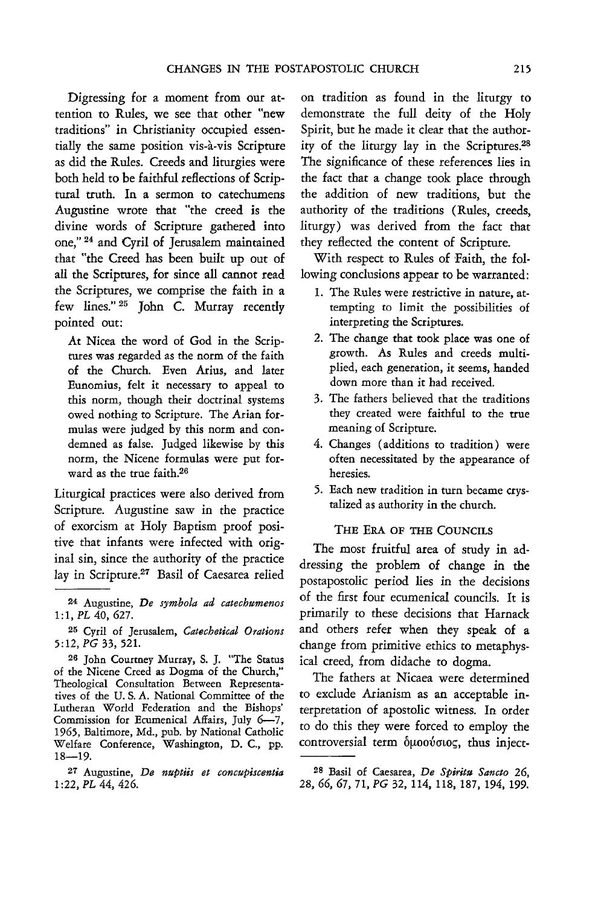Digressing for a moment from our attention to Rules, we see that other "new traditions" in Christianity occupied essentially the same position vis-à-vis Scripture as did the Rules. Creeds and liturgies were both held to be faithful reflections of Scriptural truth. In a sermon to catechumens Augustine wrote that "the creed is the divine words of Scripture gathered into one," [24] and Cyril of Jerusalem maintained that "the Creed has been built up out of all the Scriptures, for since all cannot read the Scriptures, we comprise the faith in a few lines." [25] John C. Murray recently pointed out:

> At Nicea the word of God in the Scriptures was regarded as the norm of the faith of the Church. Even Arius, and later Eunomius, felt it necessary to appeal to this norm, though their doctrinal systems owed nothing to Scripture. The Arian formulas were judged by this norm and condemned as false. Judged likewise by this norm, the Nicene formulas were put forward as the true faith.[26]

Liturgical practices were also derived from Scripture. Augustine saw in the practice of exorcism at Holy Baptism proof positive that infants were infected with original sin, since the authority of the practice lay in Scripture.[27] Basil of Caesarea relied on tradition as found in the liturgy to demonstrate the full deity of the Holy Spirit, but he made it clear that the authority of the liturgy lay in the Scriptures.[28] The significance of these references lies in the fact that a change took place through the addition of new traditions, but the authority of the traditions (Rules, creeds, liturgy) was derived from the fact that they reflected the content of Scripture.

With respect to Rules of Faith, the following conclusions appear to be warranted:

1. The Rules were restrictive in nature, attempting to limit the possibilities of interpreting the Scriptures.
2. The change that took place was one of growth. As Rules and creeds multiplied, each generation, it seems, handed down more than it had received.
3. The fathers believed that the traditions they created were faithful to the true meaning of Scripture.
4. Changes (additions to tradition) were often necessitated by the appearance of heresies.
5. Each new tradition in turn became crystalized as authority in the church.

## The Era of the Councils

The most fruitful area of study in addressing the problem of change in the postapostolic period lies in the decisions of the first four ecumenical councils. It is primarily to these decisions that Harnack and others refer when they speak of a change from primitive ethics to metaphysical creed, from didache to dogma.

The fathers at Nicaea were determined to exclude Arianism as an acceptable interpretation of apostolic witness. In order to do this they were forced to employ the controversial term ὁμοούσιος, thus inject-

---

[24] Augustine, *De symbola ad catechumenos* 1:1, *PL* 40, 627.

[25] Cyril of Jerusalem, *Catechetical Orations* 5:12, *PG* 33, 521.

[26] John Courtney Murray, S. J. "The Status of the Nicene Creed as Dogma of the Church," Theological Consultation Between Representatives of the U. S. A. National Committee of the Lutheran World Federation and the Bishops' Commission for Ecumenical Affairs, July 6—7, 1965, Baltimore, Md., pub. by National Catholic Welfare Conference, Washington, D. C., pp. 18—19.

[27] Augustine, *De nuptiis et concupiscentia* 1:22, *PL* 44, 426.

[28] Basil of Caesarea, *De Spiritu Sancto* 26, 28, 66, 67, 71, *PG* 32, 114, 118, 187, 194, 199.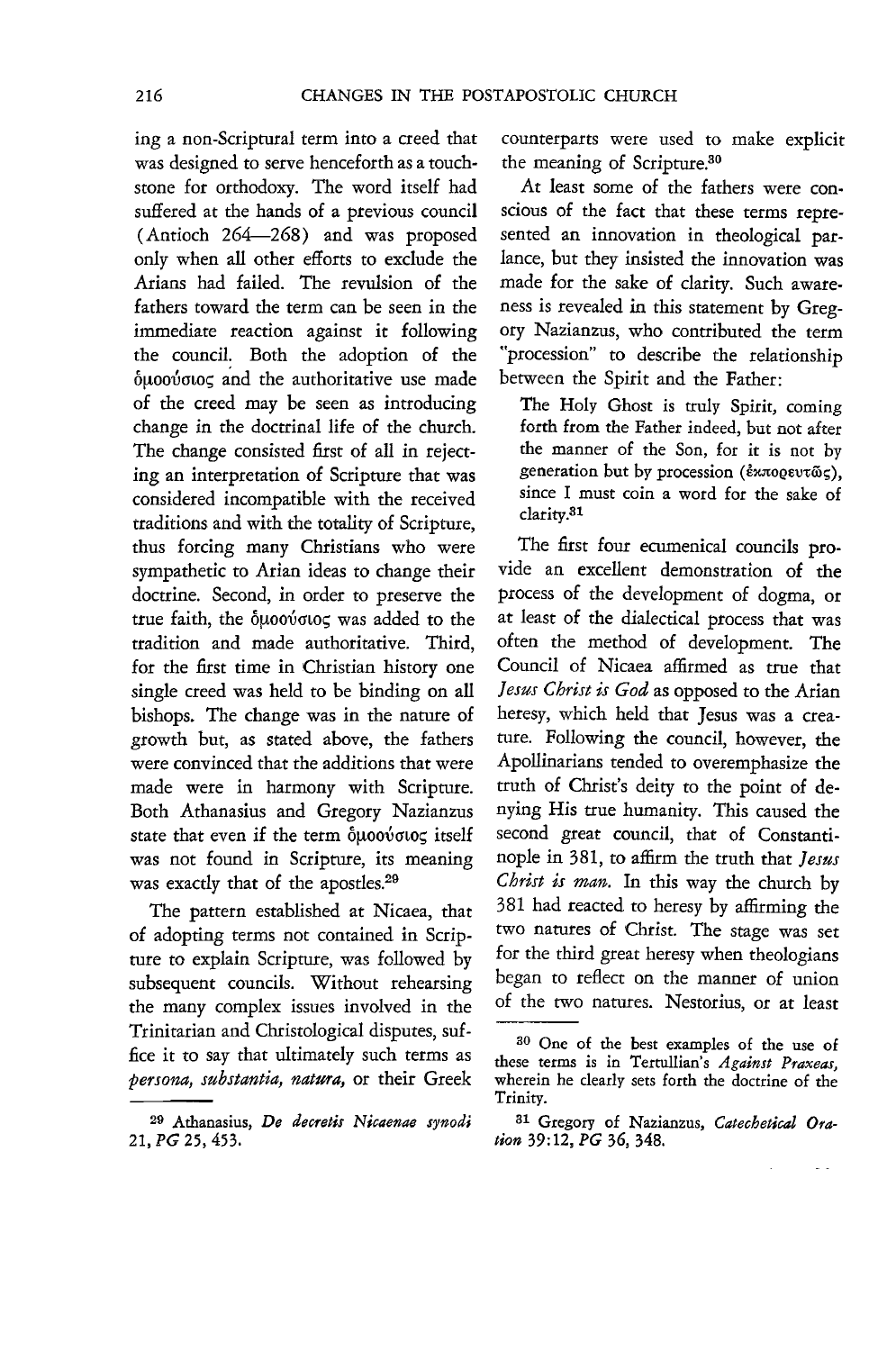ing a non-Scriptural term into a creed that was designed to serve henceforth as a touchstone for orthodoxy. The word itself had suffered at the hands of a previous council (Antioch 264—268) and was proposed only when all other efforts to exclude the Arians had failed. The revulsion of the fathers toward the term can be seen in the immediate reaction against it following the council. Both the adoption of the ὁμοούσιος and the authoritative use made of the creed may be seen as introducing change in the doctrinal life of the church. The change consisted first of all in rejecting an interpretation of Scripture that was considered incompatible with the received traditions and with the totality of Scripture, thus forcing many Christians who were sympathetic to Arian ideas to change their doctrine. Second, in order to preserve the true faith, the ὁμοούσιος was added to the tradition and made authoritative. Third, for the first time in Christian history one single creed was held to be binding on all bishops. The change was in the nature of growth but, as stated above, the fathers were convinced that the additions that were made were in harmony with Scripture. Both Athanasius and Gregory Nazianzus state that even if the term ὁμοούσιος itself was not found in Scripture, its meaning was exactly that of the apostles.[29]

The pattern established at Nicaea, that of adopting terms not contained in Scripture to explain Scripture, was followed by subsequent councils. Without rehearsing the many complex issues involved in the Trinitarian and Christological disputes, suffice it to say that ultimately such terms as *persona, substantia, natura,* or their Greek counterparts were used to make explicit the meaning of Scripture.[30]

At least some of the fathers were conscious of the fact that these terms represented an innovation in theological parlance, but they insisted the innovation was made for the sake of clarity. Such awareness is revealed in this statement by Gregory Nazianzus, who contributed the term "procession" to describe the relationship between the Spirit and the Father:

> The Holy Ghost is truly Spirit, coming forth from the Father indeed, but not after the manner of the Son, for it is not by generation but by procession (ἐκπορευτῶς), since I must coin a word for the sake of clarity.[31]

The first four ecumenical councils provide an excellent demonstration of the process of the development of dogma, or at least of the dialectical process that was often the method of development. The Council of Nicaea affirmed as true that *Jesus Christ is God* as opposed to the Arian heresy, which held that Jesus was a creature. Following the council, however, the Apollinarians tended to overemphasize the truth of Christ's deity to the point of denying His true humanity. This caused the second great council, that of Constantinople in 381, to affirm the truth that *Jesus Christ is man.* In this way the church by 381 had reacted to heresy by affirming the two natures of Christ. The stage was set for the third great heresy when theologians began to reflect on the manner of union of the two natures. Nestorius, or at least

---

[29] Athanasius, *De decretis Nicaenae synodi* 21, *PG* 25, 453.

[30] One of the best examples of the use of these terms is in Tertullian's *Against Praxeas,* wherein he clearly sets forth the doctrine of the Trinity.

[31] Gregory of Nazianzus, *Catechetical Oration* 39:12, *PG* 36, 348.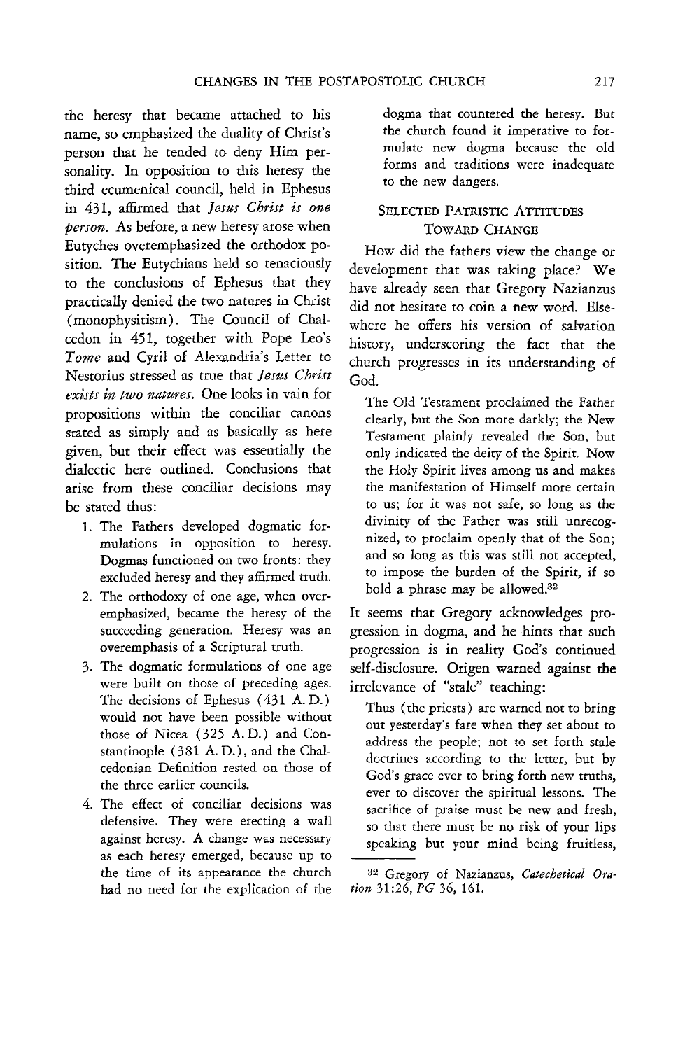the heresy that became attached to his name, so emphasized the duality of Christ's person that he tended to deny Him personality. In opposition to this heresy the third ecumenical council, held in Ephesus in 431, affirmed that *Jesus Christ is one person.* As before, a new heresy arose when Eutyches overemphasized the orthodox position. The Eutychians held so tenaciously to the conclusions of Ephesus that they practically denied the two natures in Christ (monophysitism). The Council of Chalcedon in 451, together with Pope Leo's *Tome* and Cyril of Alexandria's Letter to Nestorius stressed as true that *Jesus Christ exists in two natures.* One looks in vain for propositions within the conciliar canons stated as simply and as basically as here given, but their effect was essentially the dialectic here outlined. Conclusions that arise from these conciliar decisions may be stated thus:

1. The Fathers developed dogmatic formulations in opposition to heresy. Dogmas functioned on two fronts: they excluded heresy and they affirmed truth.
2. The orthodoxy of one age, when overemphasized, became the heresy of the succeeding generation. Heresy was an overemphasis of a Scriptural truth.
3. The dogmatic formulations of one age were built on those of preceding ages. The decisions of Ephesus (431 A. D.) would not have been possible without those of Nicea (325 A. D.) and Constantinople (381 A. D.), and the Chalcedonian Definition rested on those of the three earlier councils.
4. The effect of conciliar decisions was defensive. They were erecting a wall against heresy. A change was necessary as each heresy emerged, because up to the time of its appearance the church had no need for the explication of the dogma that countered the heresy. But the church found it imperative to formulate new dogma because the old forms and traditions were inadequate to the new dangers.

## SELECTED PATRISTIC ATTITUDES TOWARD CHANGE

How did the fathers view the change or development that was taking place? We have already seen that Gregory Nazianzus did not hesitate to coin a new word. Elsewhere he offers his version of salvation history, underscoring the fact that the church progresses in its understanding of God.

> The Old Testament proclaimed the Father clearly, but the Son more darkly; the New Testament plainly revealed the Son, but only indicated the deity of the Spirit. Now the Holy Spirit lives among us and makes the manifestation of Himself more certain to us; for it was not safe, so long as the divinity of the Father was still unrecognized, to proclaim openly that of the Son; and so long as this was still not accepted, to impose the burden of the Spirit, if so bold a phrase may be allowed.[32]

It seems that Gregory acknowledges progression in dogma, and he hints that such progression is in reality God's continued self-disclosure. Origen warned against the irrelevance of "stale" teaching:

> Thus (the priests) are warned not to bring out yesterday's fare when they set about to address the people; not to set forth stale doctrines according to the letter, but by God's grace ever to bring forth new truths, ever to discover the spiritual lessons. The sacrifice of praise must be new and fresh, so that there must be no risk of your lips speaking but your mind being fruitless,

---

[32] Gregory of Nazianzus, *Catechetical Oration* 31:26, *PG* 36, 161.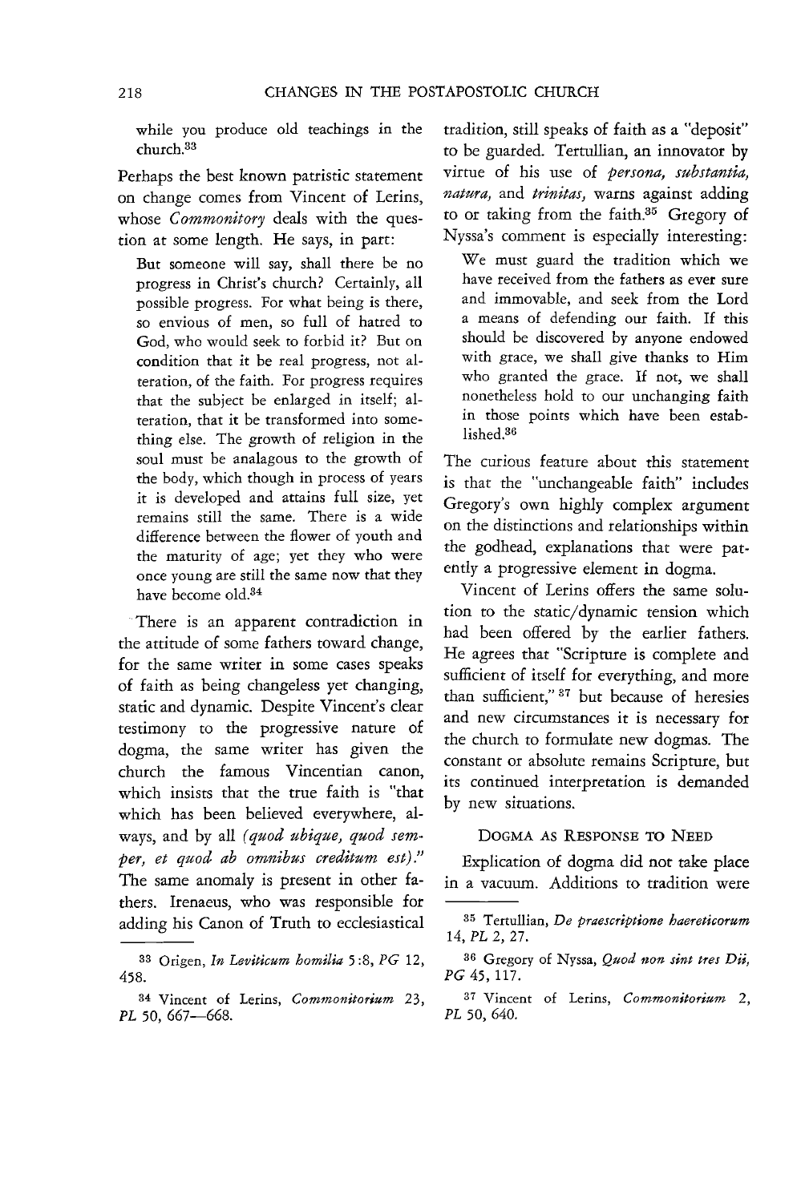while you produce old teachings in the church.[33]

Perhaps the best known patristic statement on change comes from Vincent of Lerins, whose *Commonitory* deals with the question at some length. He says, in part:

> But someone will say, shall there be no progress in Christ's church? Certainly, all possible progress. For what being is there, so envious of men, so full of hatred to God, who would seek to forbid it? But on condition that it be real progress, not alteration, of the faith. For progress requires that the subject be enlarged in itself; alteration, that it be transformed into something else. The growth of religion in the soul must be analagous to the growth of the body, which though in process of years it is developed and attains full size, yet remains still the same. There is a wide difference between the flower of youth and the maturity of age; yet they who were once young are still the same now that they have become old.[34]

There is an apparent contradiction in the attitude of some fathers toward change, for the same writer in some cases speaks of faith as being changeless yet changing, static and dynamic. Despite Vincent's clear testimony to the progressive nature of dogma, the same writer has given the church the famous Vincentian canon, which insists that the true faith is "that which has been believed everywhere, always, and by all *(quod ubique, quod semper, et quod ab omnibus creditum est)*." The same anomaly is present in other fathers. Irenaeus, who was responsible for adding his Canon of Truth to ecclesiastical tradition, still speaks of faith as a "deposit" to be guarded. Tertullian, an innovator by virtue of his use of *persona, substantia, natura,* and *trinitas,* warns against adding to or taking from the faith.[35] Gregory of Nyssa's comment is especially interesting:

> We must guard the tradition which we have received from the fathers as ever sure and immovable, and seek from the Lord a means of defending our faith. If this should be discovered by anyone endowed with grace, we shall give thanks to Him who granted the grace. If not, we shall nonetheless hold to our unchanging faith in those points which have been established.[36]

The curious feature about this statement is that the "unchangeable faith" includes Gregory's own highly complex argument on the distinctions and relationships within the godhead, explanations that were patently a progressive element in dogma.

Vincent of Lerins offers the same solution to the static/dynamic tension which had been offered by the earlier fathers. He agrees that "Scripture is complete and sufficient of itself for everything, and more than sufficient,"[37] but because of heresies and new circumstances it is necessary for the church to formulate new dogmas. The constant or absolute remains Scripture, but its continued interpretation is demanded by new situations.

## Dogma as Response to Need

Explication of dogma did not take place in a vacuum. Additions to tradition were

---

[33] Origen, *In Leviticum homilia* 5:8, *PG* 12, 458.

[34] Vincent of Lerins, *Commonitorium* 23, *PL* 50, 667—668.

[35] Tertullian, *De praescriptione haereticorum* 14, *PL* 2, 27.

[36] Gregory of Nyssa, *Quod non sint tres Dii, PG* 45, 117.

[37] Vincent of Lerins, *Commonitorium* 2, *PL* 50, 640.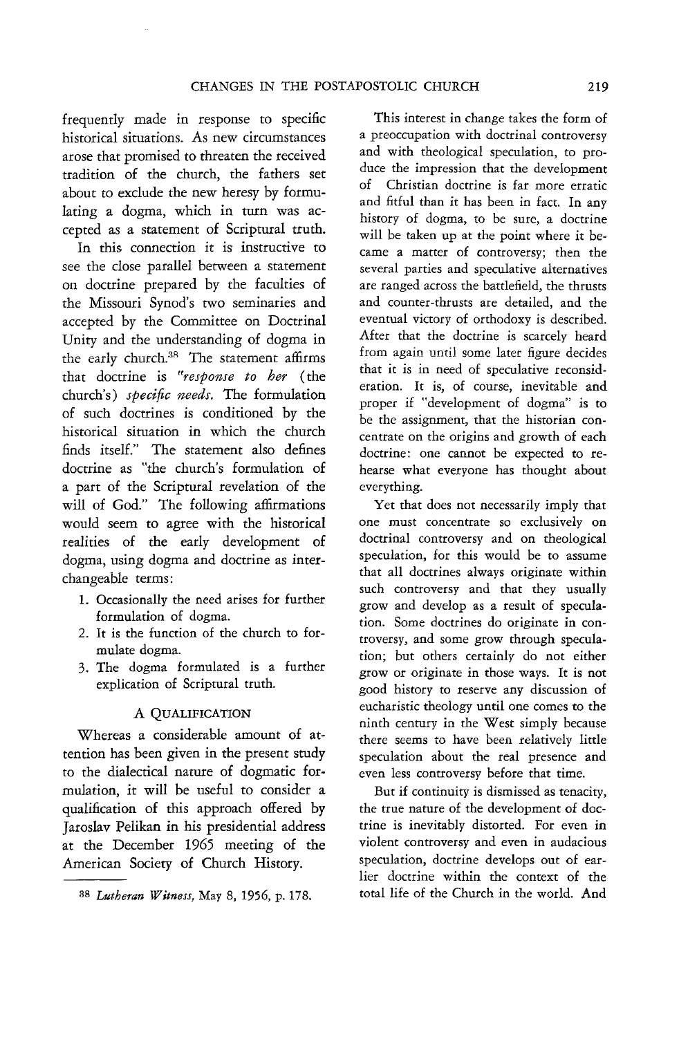frequently made in response to specific historical situations. As new circumstances arose that promised to threaten the received tradition of the church, the fathers set about to exclude the new heresy by formulating a dogma, which in turn was accepted as a statement of Scriptural truth.

In this connection it is instructive to see the close parallel between a statement on doctrine prepared by the faculties of the Missouri Synod's two seminaries and accepted by the Committee on Doctrinal Unity and the understanding of dogma in the early church.[38] The statement affirms that doctrine is *"response to her* (the church's) *specific needs.* The formulation of such doctrines is conditioned by the historical situation in which the church finds itself." The statement also defines doctrine as "the church's formulation of a part of the Scriptural revelation of the will of God." The following affirmations would seem to agree with the historical realities of the early development of dogma, using dogma and doctrine as interchangeable terms:

1. Occasionally the need arises for further formulation of dogma.
2. It is the function of the church to formulate dogma.
3. The dogma formulated is a further explication of Scriptural truth.

## A QUALIFICATION

Whereas a considerable amount of attention has been given in the present study to the dialectical nature of dogmatic formulation, it will be useful to consider a qualification of this approach offered by Jaroslav Pelikan in his presidential address at the December 1965 meeting of the American Society of Church History.

This interest in change takes the form of a preoccupation with doctrinal controversy and with theological speculation, to produce the impression that the development of Christian doctrine is far more erratic and fitful than it has been in fact. In any history of dogma, to be sure, a doctrine will be taken up at the point where it became a matter of controversy; then the several parties and speculative alternatives are ranged across the battlefield, the thrusts and counter-thrusts are detailed, and the eventual victory of orthodoxy is described. After that the doctrine is scarcely heard from again until some later figure decides that it is in need of speculative reconsideration. It is, of course, inevitable and proper if "development of dogma" is to be the assignment, that the historian concentrate on the origins and growth of each doctrine: one cannot be expected to rehearse what everyone has thought about everything.

Yet that does not necessarily imply that one must concentrate so exclusively on doctrinal controversy and on theological speculation, for this would be to assume that all doctrines always originate within such controversy and that they usually grow and develop as a result of speculation. Some doctrines do originate in controversy, and some grow through speculation; but others certainly do not either grow or originate in those ways. It is not good history to reserve any discussion of eucharistic theology until one comes to the ninth century in the West simply because there seems to have been relatively little speculation about the real presence and even less controversy before that time.

But if continuity is dismissed as tenacity, the true nature of the development of doctrine is inevitably distorted. For even in violent controversy and even in audacious speculation, doctrine develops out of earlier doctrine within the context of the total life of the Church in the world. And

---

[38] *Lutheran Witness,* May 8, 1956, p. 178.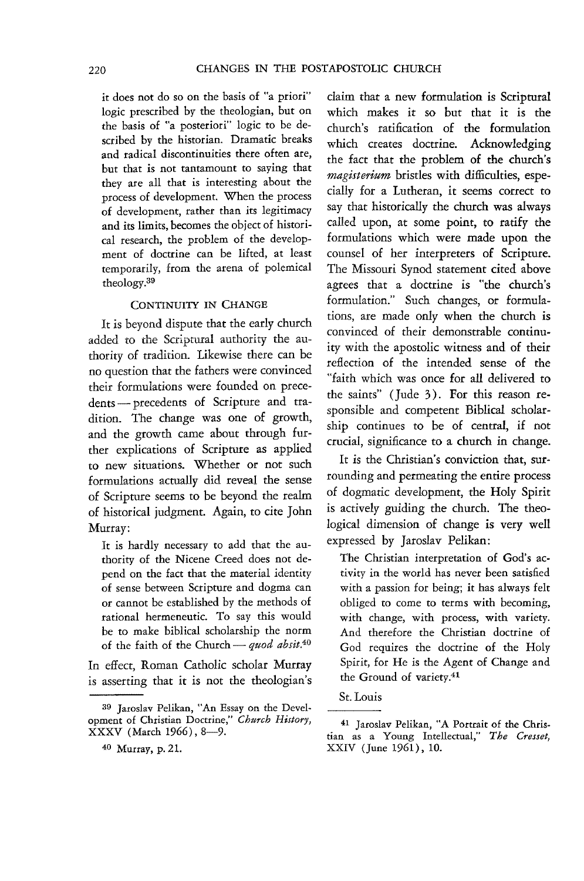it does not do so on the basis of "a priori" logic prescribed by the theologian, but on the basis of "a posteriori" logic to be described by the historian. Dramatic breaks and radical discontinuities there often are, but that is not tantamount to saying that they are all that is interesting about the process of development. When the process of development, rather than its legitimacy and its limits, becomes the object of historical research, the problem of the development of doctrine can be lifted, at least temporarily, from the arena of polemical theology.[39]

## CONTINUITY IN CHANGE

It is beyond dispute that the early church added to the Scriptural authority the authority of tradition. Likewise there can be no question that the fathers were convinced their formulations were founded on precedents — precedents of Scripture and tradition. The change was one of growth, and the growth came about through further explications of Scripture as applied to new situations. Whether or not such formulations actually did reveal the sense of Scripture seems to be beyond the realm of historical judgment. Again, to cite John Murray:

> It is hardly necessary to add that the authority of the Nicene Creed does not depend on the fact that the material identity of sense between Scripture and dogma can or cannot be established by the methods of rational hermeneutic. To say this would be to make biblical scholarship the norm of the faith of the Church — *quod absit*.[40]

In effect, Roman Catholic scholar Murray is asserting that it is not the theologian's claim that a new formulation is Scriptural which makes it so but that it is the church's ratification of the formulation which creates doctrine. Acknowledging the fact that the problem of the church's *magisterium* bristles with difficulties, especially for a Lutheran, it seems correct to say that historically the church was always called upon, at some point, to ratify the formulations which were made upon the counsel of her interpreters of Scripture. The Missouri Synod statement cited above agrees that a doctrine is "the church's formulation." Such changes, or formulations, are made only when the church is convinced of their demonstrable continuity with the apostolic witness and of their reflection of the intended sense of the "faith which was once for all delivered to the saints" (Jude 3). For this reason responsible and competent Biblical scholarship continues to be of central, if not crucial, significance to a church in change.

It is the Christian's conviction that, surrounding and permeating the entire process of dogmatic development, the Holy Spirit is actively guiding the church. The theological dimension of change is very well expressed by Jaroslav Pelikan:

> The Christian interpretation of God's activity in the world has never been satisfied with a passion for being; it has always felt obliged to come to terms with becoming, with change, with process, with variety. And therefore the Christian doctrine of God requires the doctrine of the Holy Spirit, for He is the Agent of Change and the Ground of variety.[41]

St. Louis

---

[39] Jaroslav Pelikan, "An Essay on the Development of Christian Doctrine," *Church History*, XXXV (March 1966), 8—9.

[40] Murray, p. 21.

[41] Jaroslav Pelikan, "A Portrait of the Christian as a Young Intellectual," *The Cresset*, XXIV (June 1961), 10.